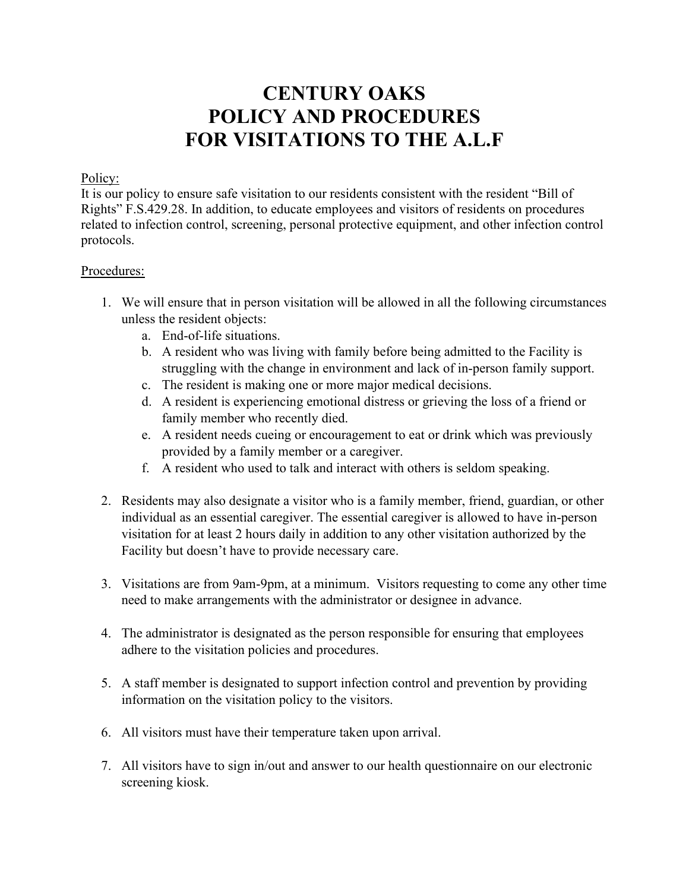# CENTURY OAKS
# POLICY AND PROCEDURES
# FOR VISITATIONS TO THE A.L.F

Policy:
It is our policy to ensure safe visitation to our residents consistent with the resident "Bill of Rights" F.S.429.28. In addition, to educate employees and visitors of residents on procedures related to infection control, screening, personal protective equipment, and other infection control protocols.

Procedures:

1. We will ensure that in person visitation will be allowed in all the following circumstances unless the resident objects:
    a. End-of-life situations.
    b. A resident who was living with family before being admitted to the Facility is struggling with the change in environment and lack of in-person family support.
    c. The resident is making one or more major medical decisions.
    d. A resident is experiencing emotional distress or grieving the loss of a friend or family member who recently died.
    e. A resident needs cueing or encouragement to eat or drink which was previously provided by a family member or a caregiver.
    f. A resident who used to talk and interact with others is seldom speaking.

2. Residents may also designate a visitor who is a family member, friend, guardian, or other individual as an essential caregiver. The essential caregiver is allowed to have in-person visitation for at least 2 hours daily in addition to any other visitation authorized by the Facility but doesn't have to provide necessary care.

3. Visitations are from 9am-9pm, at a minimum. Visitors requesting to come any other time need to make arrangements with the administrator or designee in advance.

4. The administrator is designated as the person responsible for ensuring that employees adhere to the visitation policies and procedures.

5. A staff member is designated to support infection control and prevention by providing information on the visitation policy to the visitors.

6. All visitors must have their temperature taken upon arrival.

7. All visitors have to sign in/out and answer to our health questionnaire on our electronic screening kiosk.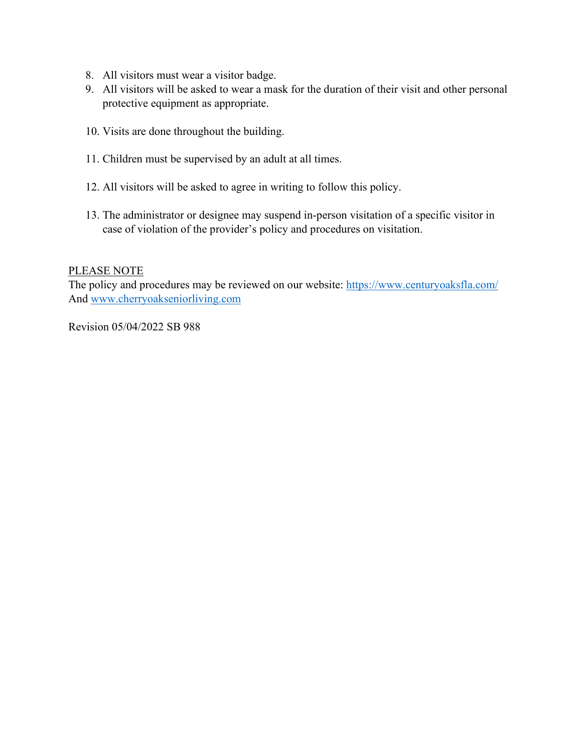8. All visitors must wear a visitor badge.
9. All visitors will be asked to wear a mask for the duration of their visit and other personal protective equipment as appropriate.
10. Visits are done throughout the building.
11. Children must be supervised by an adult at all times.
12. All visitors will be asked to agree in writing to follow this policy.
13. The administrator or designee may suspend in-person visitation of a specific visitor in case of violation of the provider's policy and procedures on visitation.

PLEASE NOTE

The policy and procedures may be reviewed on our website: https://www.centuryoaksfla.com/ And www.cherryoakseniorliving.com

Revision 05/04/2022 SB 988